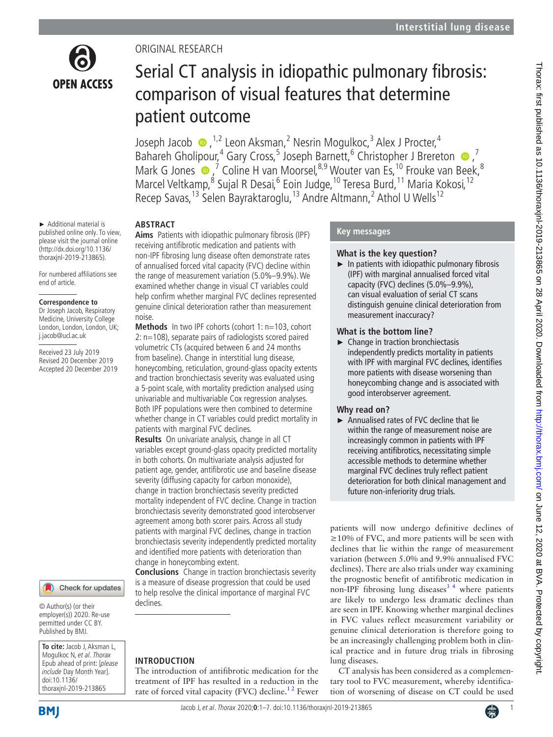ORIGINAL RESEARCH

# Serial CT analysis in idiopathic pulmonary fibrosis: comparison of visual features that determine patient outcome

Joseph Jacob [1,2], Leon Aksman [2], Nesrin Mogulkoc [3], Alex J Procter [4], Bahareh Gholipour [4], Gary Cross [5], Joseph Barnett [6], Christopher J Brereton [7], Mark G Jones [7], Coline H van Moorsel [8,9], Wouter van Es [10], Frouke van Beek [8], Marcel Veltkamp [8], Sujal R Desai [6], Eoin Judge [10], Teresa Burd [11], Maria Kokosi [12], Recep Savas [13], Selen Bayraktaroglu [13], Andre Altmann [2], Athol U Wells [12]

► Additional material is published online only. To view, please visit the journal online (http://dx.doi.org/10.1136/thoraxjnl-2019-213865).

For numbered affiliations see end of article.

**Correspondence to**
Dr Joseph Jacob, Respiratory Medicine, University College London, London, London, UK; j.jacob@ucl.ac.uk

Received 23 July 2019
Revised 20 December 2019
Accepted 20 December 2019

© Author(s) (or their employer(s)) 2020. Re-use permitted under CC BY. Published by BMJ.

**To cite:** Jacob J, Aksman L, Mogulkoc N, *et al*. *Thorax* Epub ahead of print: [*please include* Day Month Year]. doi:10.1136/thoraxjnl-2019-213865

## ABSTRACT

**Aims** Patients with idiopathic pulmonary fibrosis (IPF) receiving antifibrotic medication and patients with non-IPF fibrosing lung disease often demonstrate rates of annualised forced vital capacity (FVC) decline within the range of measurement variation (5.0%–9.9%). We examined whether change in visual CT variables could help confirm whether marginal FVC declines represented genuine clinical deterioration rather than measurement noise.

**Methods** In two IPF cohorts (cohort 1: n=103, cohort 2: n=108), separate pairs of radiologists scored paired volumetric CTs (acquired between 6 and 24 months from baseline). Change in interstitial lung disease, honeycombing, reticulation, ground-glass opacity extents and traction bronchiectasis severity was evaluated using a 5-point scale, with mortality prediction analysed using univariable and multivariable Cox regression analyses. Both IPF populations were then combined to determine whether change in CT variables could predict mortality in patients with marginal FVC declines.

**Results** On univariate analysis, change in all CT variables except ground-glass opacity predicted mortality in both cohorts. On multivariate analysis adjusted for patient age, gender, antifibrotic use and baseline disease severity (diffusing capacity for carbon monoxide), change in traction bronchiectasis severity predicted mortality independent of FVC decline. Change in traction bronchiectasis severity demonstrated good interobserver agreement among both scorer pairs. Across all study patients with marginal FVC declines, change in traction bronchiectasis severity independently predicted mortality and identified more patients with deterioration than change in honeycombing extent.

**Conclusions** Change in traction bronchiectasis severity is a measure of disease progression that could be used to help resolve the clinical importance of marginal FVC declines.

## Key messages

### What is the key question?

► In patients with idiopathic pulmonary fibrosis (IPF) with marginal annualised forced vital capacity (FVC) declines (5.0%–9.9%), can visual evaluation of serial CT scans distinguish genuine clinical deterioration from measurement inaccuracy?

### What is the bottom line?

► Change in traction bronchiectasis independently predicts mortality in patients with IPF with marginal FVC declines, identifies more patients with disease worsening than honeycombing change and is associated with good interobserver agreement.

### Why read on?

► Annualised rates of FVC decline that lie within the range of measurement noise are increasingly common in patients with IPF receiving antifibrotics, necessitating simple accessible methods to determine whether marginal FVC declines truly reflect patient deterioration for both clinical management and future non-inferiority drug trials.

## INTRODUCTION

The introduction of antifibrotic medication for the treatment of IPF has resulted in a reduction in the rate of forced vital capacity (FVC) decline.[1,2] Fewer patients will now undergo definitive declines of ≥10% of FVC, and more patients will be seen with declines that lie within the range of measurement variation (between 5.0% and 9.9% annualised FVC declines). There are also trials under way examining the prognostic benefit of antifibrotic medication in non-IPF fibrosing lung diseases[3,4] where patients are likely to undergo less dramatic declines than are seen in IPF. Knowing whether marginal declines in FVC values reflect measurement variability or genuine clinical deterioration is therefore going to be an increasingly challenging problem both in clinical practice and in future drug trials in fibrosing lung diseases.

CT analysis has been considered as a complementary tool to FVC measurement, whereby identification of worsening of disease on CT could be used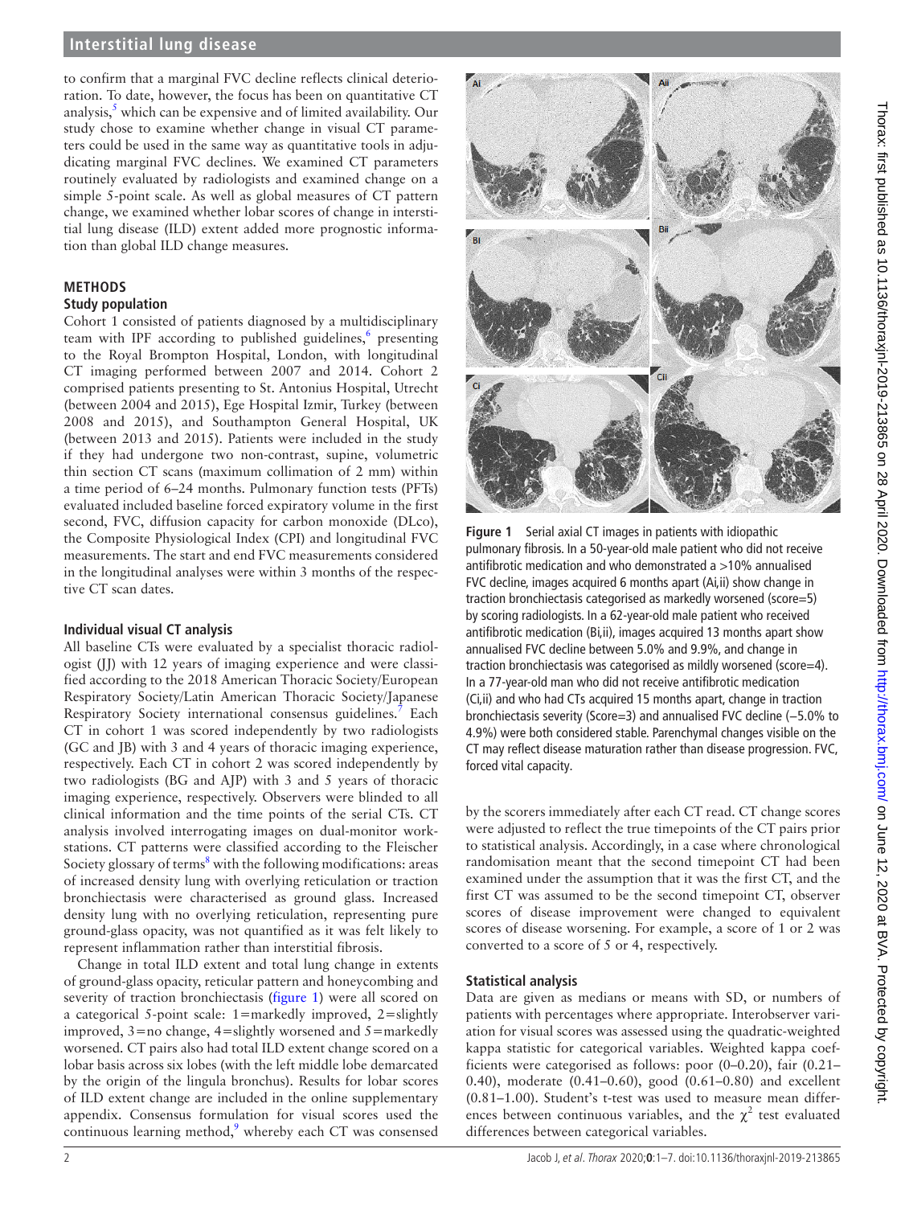to confirm that a marginal FVC decline reflects clinical deterioration. To date, however, the focus has been on quantitative CT analysis,[5] which can be expensive and of limited availability. Our study chose to examine whether change in visual CT parameters could be used in the same way as quantitative tools in adjudicating marginal FVC declines. We examined CT parameters routinely evaluated by radiologists and examined change on a simple 5-point scale. As well as global measures of CT pattern change, we examined whether lobar scores of change in interstitial lung disease (ILD) extent added more prognostic information than global ILD change measures.

## METHODS

### Study population

Cohort 1 consisted of patients diagnosed by a multidisciplinary team with IPF according to published guidelines,[6] presenting to the Royal Brompton Hospital, London, with longitudinal CT imaging performed between 2007 and 2014. Cohort 2 comprised patients presenting to St. Antonius Hospital, Utrecht (between 2004 and 2015), Ege Hospital Izmir, Turkey (between 2008 and 2015), and Southampton General Hospital, UK (between 2013 and 2015). Patients were included in the study if they had undergone two non-contrast, supine, volumetric thin section CT scans (maximum collimation of 2 mm) within a time period of 6–24 months. Pulmonary function tests (PFTs) evaluated included baseline forced expiratory volume in the first second, FVC, diffusion capacity for carbon monoxide (DLco), the Composite Physiological Index (CPI) and longitudinal FVC measurements. The start and end FVC measurements considered in the longitudinal analyses were within 3 months of the respective CT scan dates.

### Individual visual CT analysis

All baseline CTs were evaluated by a specialist thoracic radiologist (JJ) with 12 years of imaging experience and were classified according to the 2018 American Thoracic Society/European Respiratory Society/Latin American Thoracic Society/Japanese Respiratory Society international consensus guidelines.[7] Each CT in cohort 1 was scored independently by two radiologists (GC and JB) with 3 and 4 years of thoracic imaging experience, respectively. Each CT in cohort 2 was scored independently by two radiologists (BG and AJP) with 3 and 5 years of thoracic imaging experience, respectively. Observers were blinded to all clinical information and the time points of the serial CTs. CT analysis involved interrogating images on dual-monitor workstations. CT patterns were classified according to the Fleischer Society glossary of terms[8] with the following modifications: areas of increased density lung with overlying reticulation or traction bronchiectasis were characterised as ground glass. Increased density lung with no overlying reticulation, representing pure ground-glass opacity, was not quantified as it was felt likely to represent inflammation rather than interstitial fibrosis.

Change in total ILD extent and total lung change in extents of ground-glass opacity, reticular pattern and honeycombing and severity of traction bronchiectasis (figure 1) were all scored on a categorical 5-point scale: 1=markedly improved, 2=slightly improved, 3=no change, 4=slightly worsened and 5=markedly worsened. CT pairs also had total ILD extent change scored on a lobar basis across six lobes (with the left middle lobe demarcated by the origin of the lingula bronchus). Results for lobar scores of ILD extent change are included in the online supplementary appendix. Consensus formulation for visual scores used the continuous learning method,[9] whereby each CT was consensed by the scorers immediately after each CT read. CT change scores were adjusted to reflect the true timepoints of the CT pairs prior to statistical analysis. Accordingly, in a case where chronological randomisation meant that the second timepoint CT had been examined under the assumption that it was the first CT, and the first CT was assumed to be the second timepoint CT, observer scores of disease improvement were changed to equivalent scores of disease worsening. For example, a score of 1 or 2 was converted to a score of 5 or 4, respectively.

**Figure 1** Serial axial CT images in patients with idiopathic pulmonary fibrosis. In a 50-year-old male patient who did not receive antifibrotic medication and who demonstrated a >10% annualised FVC decline, images acquired 6 months apart (Ai,ii) show change in traction bronchiectasis categorised as markedly worsened (score=5) by scoring radiologists. In a 62-year-old male patient who received antifibrotic medication (Bi,ii), images acquired 13 months apart show annualised FVC decline between 5.0% and 9.9%, and change in traction bronchiectasis was categorised as mildly worsened (score=4). In a 77-year-old man who did not receive antifibrotic medication (Ci,ii) and who had CTs acquired 15 months apart, change in traction bronchiectasis severity (Score=3) and annualised FVC decline (−5.0% to 4.9%) were both considered stable. Parenchymal changes visible on the CT may reflect disease maturation rather than disease progression. FVC, forced vital capacity.

### Statistical analysis

Data are given as medians or means with SD, or numbers of patients with percentages where appropriate. Interobserver variation for visual scores was assessed using the quadratic-weighted kappa statistic for categorical variables. Weighted kappa coefficients were categorised as follows: poor (0–0.20), fair (0.21–0.40), moderate (0.41–0.60), good (0.61–0.80) and excellent (0.81–1.00). Student's t-test was used to measure mean differences between continuous variables, and the $\chi^2$ test evaluated differences between categorical variables.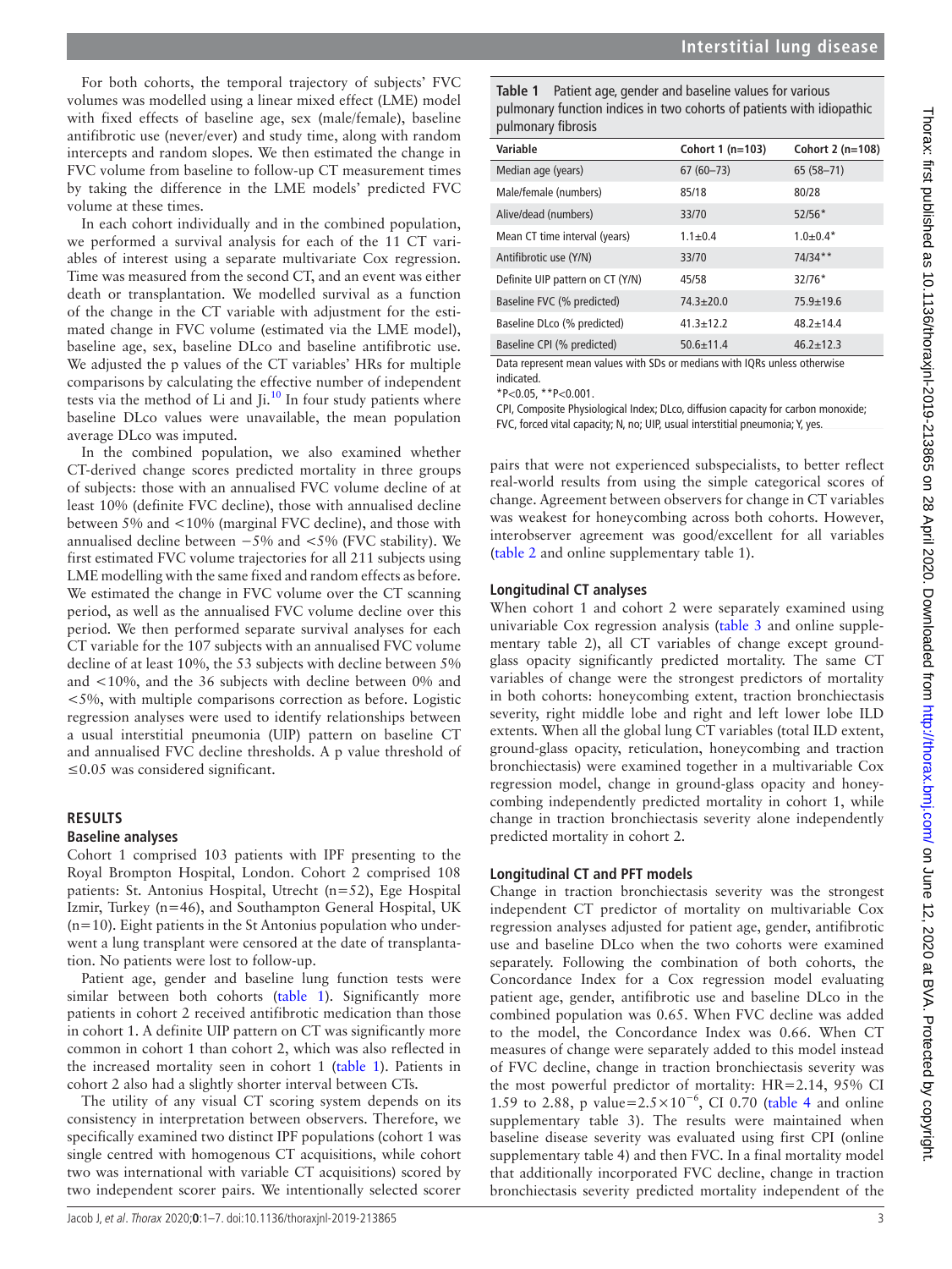For both cohorts, the temporal trajectory of subjects' FVC volumes was modelled using a linear mixed effect (LME) model with fixed effects of baseline age, sex (male/female), baseline antifibrotic use (never/ever) and study time, along with random intercepts and random slopes. We then estimated the change in FVC volume from baseline to follow-up CT measurement times by taking the difference in the LME models' predicted FVC volume at these times.

In each cohort individually and in the combined population, we performed a survival analysis for each of the 11 CT variables of interest using a separate multivariate Cox regression. Time was measured from the second CT, and an event was either death or transplantation. We modelled survival as a function of the change in the CT variable with adjustment for the estimated change in FVC volume (estimated via the LME model), baseline age, sex, baseline DLco and baseline antifibrotic use. We adjusted the p values of the CT variables' HRs for multiple comparisons by calculating the effective number of independent tests via the method of Li and Ji.[10] In four study patients where baseline DLco values were unavailable, the mean population average DLco was imputed.

In the combined population, we also examined whether CT-derived change scores predicted mortality in three groups of subjects: those with an annualised FVC volume decline of at least 10% (definite FVC decline), those with annualised decline between 5% and <10% (marginal FVC decline), and those with annualised decline between −5% and <5% (FVC stability). We first estimated FVC volume trajectories for all 211 subjects using LME modelling with the same fixed and random effects as before. We estimated the change in FVC volume over the CT scanning period, as well as the annualised FVC volume decline over this period. We then performed separate survival analyses for each CT variable for the 107 subjects with an annualised FVC volume decline of at least 10%, the 53 subjects with decline between 5% and <10%, and the 36 subjects with decline between 0% and <5%, with multiple comparisons correction as before. Logistic regression analyses were used to identify relationships between a usual interstitial pneumonia (UIP) pattern on baseline CT and annualised FVC decline thresholds. A p value threshold of ≤0.05 was considered significant.

## RESULTS

### Baseline analyses

Cohort 1 comprised 103 patients with IPF presenting to the Royal Brompton Hospital, London. Cohort 2 comprised 108 patients: St. Antonius Hospital, Utrecht (n=52), Ege Hospital Izmir, Turkey (n=46), and Southampton General Hospital, UK (n=10). Eight patients in the St Antonius population who underwent a lung transplant were censored at the date of transplantation. No patients were lost to follow-up.

Patient age, gender and baseline lung function tests were similar between both cohorts (table 1). Significantly more patients in cohort 2 received antifibrotic medication than those in cohort 1. A definite UIP pattern on CT was significantly more common in cohort 1 than cohort 2, which was also reflected in the increased mortality seen in cohort 1 (table 1). Patients in cohort 2 also had a slightly shorter interval between CTs.

The utility of any visual CT scoring system depends on its consistency in interpretation between observers. Therefore, we specifically examined two distinct IPF populations (cohort 1 was single centred with homogenous CT acquisitions, while cohort two was international with variable CT acquisitions) scored by two independent scorer pairs. We intentionally selected scorer pairs that were not experienced subspecialists, to better reflect real-world results from using the simple categorical scores of change. Agreement between observers for change in CT variables was weakest for honeycombing across both cohorts. However, interobserver agreement was good/excellent for all variables (table 2 and online supplementary table 1).

**Table 1** Patient age, gender and baseline values for various pulmonary function indices in two cohorts of patients with idiopathic pulmonary fibrosis

| Variable | Cohort 1 (n=103) | Cohort 2 (n=108) |
|---|---|---|
| Median age (years) | 67 (60–73) | 65 (58–71) |
| Male/female (numbers) | 85/18 | 80/28 |
| Alive/dead (numbers) | 33/70 | 52/56* |
| Mean CT time interval (years) | 1.1±0.4 | 1.0±0.4* |
| Antifibrotic use (Y/N) | 33/70 | 74/34** |
| Definite UIP pattern on CT (Y/N) | 45/58 | 32/76* |
| Baseline FVC (% predicted) | 74.3±20.0 | 75.9±19.6 |
| Baseline DLco (% predicted) | 41.3±12.2 | 48.2±14.4 |
| Baseline CPI (% predicted) | 50.6±11.4 | 46.2±12.3 |

Data represent mean values with SDs or medians with IQRs unless otherwise indicated.

*P<0.05, **P<0.001.

CPI, Composite Physiological Index; DLco, diffusion capacity for carbon monoxide; FVC, forced vital capacity; N, no; UIP, usual interstitial pneumonia; Y, yes.

### Longitudinal CT analyses

When cohort 1 and cohort 2 were separately examined using univariable Cox regression analysis (table 3 and online supplementary table 2), all CT variables of change except ground-glass opacity significantly predicted mortality. The same CT variables of change were the strongest predictors of mortality in both cohorts: honeycombing extent, traction bronchiectasis severity, right middle lobe and right and left lower lobe ILD extents. When all the global lung CT variables (total ILD extent, ground-glass opacity, reticulation, honeycombing and traction bronchiectasis) were examined together in a multivariable Cox regression model, change in ground-glass opacity and honeycombing independently predicted mortality in cohort 1, while change in traction bronchiectasis severity alone independently predicted mortality in cohort 2.

### Longitudinal CT and PFT models

Change in traction bronchiectasis severity was the strongest independent CT predictor of mortality on multivariable Cox regression analyses adjusted for patient age, gender, antifibrotic use and baseline DLco when the two cohorts were examined separately. Following the combination of both cohorts, the Concordance Index for a Cox regression model evaluating patient age, gender, antifibrotic use and baseline DLco in the combined population was 0.65. When FVC decline was added to the model, the Concordance Index was 0.66. When CT measures of change were separately added to this model instead of FVC decline, change in traction bronchiectasis severity was the most powerful predictor of mortality: HR=2.14, 95% CI 1.59 to 2.88, p value=$2.5\times10^{-6}$, CI 0.70 (table 4 and online supplementary table 3). The results were maintained when baseline disease severity was evaluated using first CPI (online supplementary table 4) and then FVC. In a final mortality model that additionally incorporated FVC decline, change in traction bronchiectasis severity predicted mortality independent of the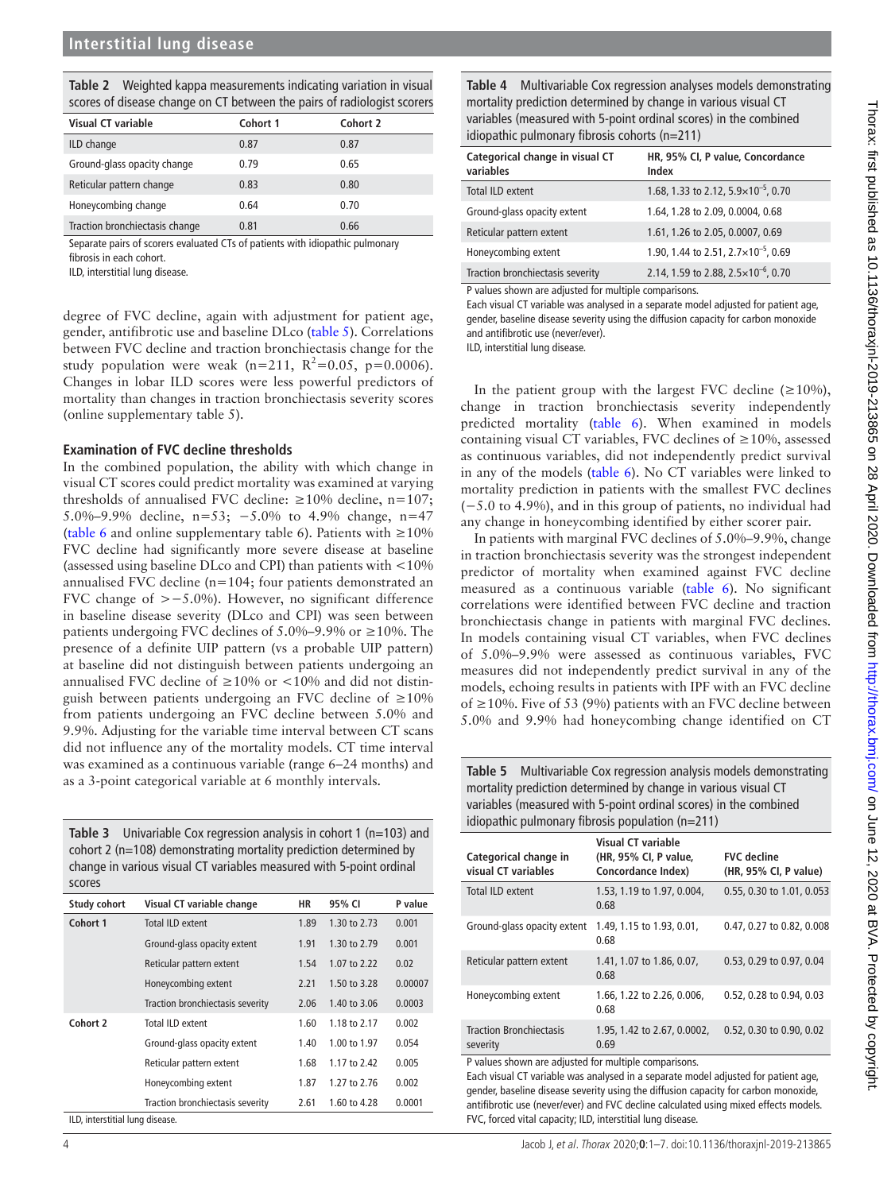**Table 2** Weighted kappa measurements indicating variation in visual scores of disease change on CT between the pairs of radiologist scorers

| Visual CT variable | Cohort 1 | Cohort 2 |
|---|---|---|
| ILD change | 0.87 | 0.87 |
| Ground-glass opacity change | 0.79 | 0.65 |
| Reticular pattern change | 0.83 | 0.80 |
| Honeycombing change | 0.64 | 0.70 |
| Traction bronchiectasis change | 0.81 | 0.66 |

Separate pairs of scorers evaluated CTs of patients with idiopathic pulmonary fibrosis in each cohort.
ILD, interstitial lung disease.

degree of FVC decline, again with adjustment for patient age, gender, antifibrotic use and baseline DLco (table 5). Correlations between FVC decline and traction bronchiectasis change for the study population were weak (n=211, $R^2$=0.05, p=0.0006). Changes in lobar ILD scores were less powerful predictors of mortality than changes in traction bronchiectasis severity scores (online supplementary table 5).

### Examination of FVC decline thresholds

In the combined population, the ability with which change in visual CT scores could predict mortality was examined at varying thresholds of annualised FVC decline: ≥10% decline, n=107; 5.0%–9.9% decline, n=53; −5.0% to 4.9% change, n=47 (table 6 and online supplementary table 6). Patients with ≥10% FVC decline had significantly more severe disease at baseline (assessed using baseline DLco and CPI) than patients with <10% annualised FVC decline (n=104; four patients demonstrated an FVC change of >−5.0%). However, no significant difference in baseline disease severity (DLco and CPI) was seen between patients undergoing FVC declines of 5.0%–9.9% or ≥10%. The presence of a definite UIP pattern (vs a probable UIP pattern) at baseline did not distinguish between patients undergoing an annualised FVC decline of ≥10% or <10% and did not distinguish between patients undergoing an FVC decline of ≥10% from patients undergoing an FVC decline between 5.0% and 9.9%. Adjusting for the variable time interval between CT scans did not influence any of the mortality models. CT time interval was examined as a continuous variable (range 6–24 months) and as a 3-point categorical variable at 6 monthly intervals.

**Table 3** Univariable Cox regression analysis in cohort 1 (n=103) and cohort 2 (n=108) demonstrating mortality prediction determined by change in various visual CT variables measured with 5-point ordinal scores

| Study cohort | Visual CT variable change | HR | 95% CI | P value |
|---|---|---|---|---|
| Cohort 1 | Total ILD extent | 1.89 | 1.30 to 2.73 | 0.001 |
| | Ground-glass opacity extent | 1.91 | 1.30 to 2.79 | 0.001 |
| | Reticular pattern extent | 1.54 | 1.07 to 2.22 | 0.02 |
| | Honeycombing extent | 2.21 | 1.50 to 3.28 | 0.00007 |
| | Traction bronchiectasis severity | 2.06 | 1.40 to 3.06 | 0.0003 |
| Cohort 2 | Total ILD extent | 1.60 | 1.18 to 2.17 | 0.002 |
| | Ground-glass opacity extent | 1.40 | 1.00 to 1.97 | 0.054 |
| | Reticular pattern extent | 1.68 | 1.17 to 2.42 | 0.005 |
| | Honeycombing extent | 1.87 | 1.27 to 2.76 | 0.002 |
| | Traction bronchiectasis severity | 2.61 | 1.60 to 4.28 | 0.0001 |

ILD, interstitial lung disease.

**Table 4** Multivariable Cox regression analyses models demonstrating mortality prediction determined by change in various visual CT variables (measured with 5-point ordinal scores) in the combined idiopathic pulmonary fibrosis cohorts (n=211)

| Categorical change in visual CT variables | HR, 95% CI, P value, Concordance Index |
|---|---|
| Total ILD extent | 1.68, 1.33 to 2.12, $5.9\times10^{-5}$, 0.70 |
| Ground-glass opacity extent | 1.64, 1.28 to 2.09, 0.0004, 0.68 |
| Reticular pattern extent | 1.61, 1.26 to 2.05, 0.0007, 0.69 |
| Honeycombing extent | 1.90, 1.44 to 2.51, $2.7\times10^{-5}$, 0.69 |
| Traction bronchiectasis severity | 2.14, 1.59 to 2.88, $2.5\times10^{-6}$, 0.70 |

P values shown are adjusted for multiple comparisons.
Each visual CT variable was analysed in a separate model adjusted for patient age, gender, baseline disease severity using the diffusion capacity for carbon monoxide and antifibrotic use (never/ever).
ILD, interstitial lung disease.

In the patient group with the largest FVC decline (≥10%), change in traction bronchiectasis severity independently predicted mortality (table 6). When examined in models containing visual CT variables, FVC declines of ≥10%, assessed as continuous variables, did not independently predict survival in any of the models (table 6). No CT variables were linked to mortality prediction in patients with the smallest FVC declines (−5.0 to 4.9%), and in this group of patients, no individual had any change in honeycombing identified by either scorer pair.

In patients with marginal FVC declines of 5.0%–9.9%, change in traction bronchiectasis severity was the strongest independent predictor of mortality when examined against FVC decline measured as a continuous variable (table 6). No significant correlations were identified between FVC decline and traction bronchiectasis change in patients with marginal FVC declines. In models containing visual CT variables, when FVC declines of 5.0%–9.9% were assessed as continuous variables, FVC measures did not independently predict survival in any of the models, echoing results in patients with IPF with an FVC decline of ≥10%. Five of 53 (9%) patients with an FVC decline between 5.0% and 9.9% had honeycombing change identified on CT

**Table 5** Multivariable Cox regression analysis models demonstrating mortality prediction determined by change in various visual CT variables (measured with 5-point ordinal scores) in the combined idiopathic pulmonary fibrosis population (n=211)

| Categorical change in visual CT variables | Visual CT variable (HR, 95% CI, P value, Concordance Index) | FVC decline (HR, 95% CI, P value) |
|---|---|---|
| Total ILD extent | 1.53, 1.19 to 1.97, 0.004, 0.68 | 0.55, 0.30 to 1.01, 0.053 |
| Ground-glass opacity extent | 1.49, 1.15 to 1.93, 0.01, 0.68 | 0.47, 0.27 to 0.82, 0.008 |
| Reticular pattern extent | 1.41, 1.07 to 1.86, 0.07, 0.68 | 0.53, 0.29 to 0.97, 0.04 |
| Honeycombing extent | 1.66, 1.22 to 2.26, 0.006, 0.68 | 0.52, 0.28 to 0.94, 0.03 |
| Traction Bronchiectasis severity | 1.95, 1.42 to 2.67, 0.0002, 0.69 | 0.52, 0.30 to 0.90, 0.02 |

P values shown are adjusted for multiple comparisons.
Each visual CT variable was analysed in a separate model adjusted for patient age, gender, baseline disease severity using the diffusion capacity for carbon monoxide, antifibrotic use (never/ever) and FVC decline calculated using mixed effects models.
FVC, forced vital capacity; ILD, interstitial lung disease.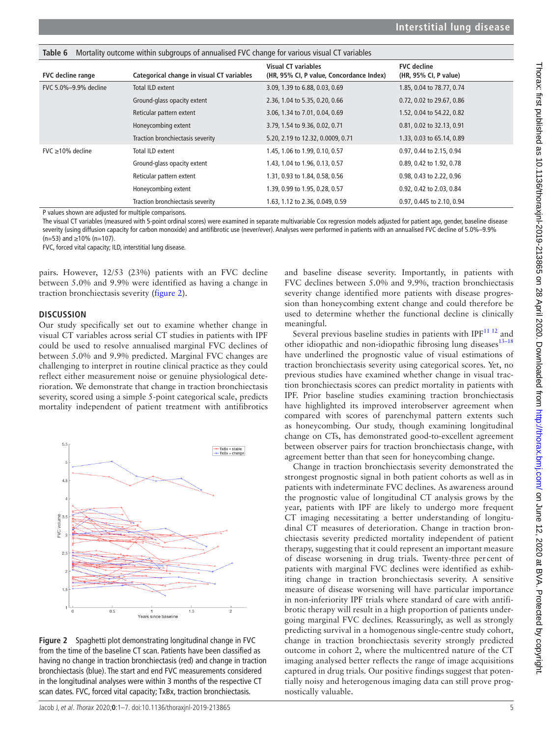**Table 6** Mortality outcome within subgroups of annualised FVC change for various visual CT variables

| FVC decline range | Categorical change in visual CT variables | Visual CT variables (HR, 95% CI, P value, Concordance Index) | FVC decline (HR, 95% CI, P value) |
|---|---|---|---|
| FVC 5.0%–9.9% decline | Total ILD extent | 3.09, 1.39 to 6.88, 0.03, 0.69 | 1.85, 0.04 to 78.77, 0.74 |
| | Ground-glass opacity extent | 2.36, 1.04 to 5.35, 0.20, 0.66 | 0.72, 0.02 to 29.67, 0.86 |
| | Reticular pattern extent | 3.06, 1.34 to 7.01, 0.04, 0.69 | 1.52, 0.04 to 54.22, 0.82 |
| | Honeycombing extent | 3.79, 1.54 to 9.36, 0.02, 0.71 | 0.81, 0.02 to 32.13, 0.91 |
| | Traction bronchiectasis severity | 5.20, 2.19 to 12.32, 0.0009, 0.71 | 1.33, 0.03 to 65.14, 0.89 |
| FVC ≥10% decline | Total ILD extent | 1.45, 1.06 to 1.99, 0.10, 0.57 | 0.97, 0.44 to 2.15, 0.94 |
| | Ground-glass opacity extent | 1.43, 1.04 to 1.96, 0.13, 0.57 | 0.89, 0.42 to 1.92, 0.78 |
| | Reticular pattern extent | 1.31, 0.93 to 1.84, 0.58, 0.56 | 0.98, 0.43 to 2.22, 0.96 |
| | Honeycombing extent | 1.39, 0.99 to 1.95, 0.28, 0.57 | 0.92, 0.42 to 2.03, 0.84 |
| | Traction bronchiectasis severity | 1.63, 1.12 to 2.36, 0.049, 0.59 | 0.97, 0.445 to 2.10, 0.94 |

P values shown are adjusted for multiple comparisons.

The visual CT variables (measured with 5-point ordinal scores) were examined in separate multivariable Cox regression models adjusted for patient age, gender, baseline disease severity (using diffusion capacity for carbon monoxide) and antifibrotic use (never/ever). Analyses were performed in patients with an annualised FVC decline of 5.0%–9.9% (n=53) and ≥10% (n=107).

FVC, forced vital capacity; ILD, interstitial lung disease.

pairs. However, 12/53 (23%) patients with an FVC decline between 5.0% and 9.9% were identified as having a change in traction bronchiectasis severity (figure 2).

## DISCUSSION

Our study specifically set out to examine whether change in visual CT variables across serial CT studies in patients with IPF could be used to resolve annualised marginal FVC declines of between 5.0% and 9.9% predicted. Marginal FVC changes are challenging to interpret in routine clinical practice as they could reflect either measurement noise or genuine physiological deterioration. We demonstrate that change in traction bronchiectasis severity, scored using a simple 5-point categorical scale, predicts mortality independent of patient treatment with antifibrotics and baseline disease severity. Importantly, in patients with FVC declines between 5.0% and 9.9%, traction bronchiectasis severity change identified more patients with disease progression than honeycombing extent change and could therefore be used to determine whether the functional decline is clinically meaningful.

5.5
5
4.5
4
3.5
3
2.5
2
1.5
1
FVC volume
0
0.5
1
1.5
2
Years since baseline
TxBx = stable
TxBx = change

Figure 2 Spaghetti plot demonstrating longitudinal change in FVC from the time of the baseline CT scan. Patients have been classified as having no change in traction bronchiectasis (red) and change in traction bronchiectasis (blue). The start and end FVC measurements considered in the longitudinal analyses were within 3 months of the respective CT scan dates. FVC, forced vital capacity; TxBx, traction bronchiectasis.

Several previous baseline studies in patients with IPF[11 12] and other idiopathic and non-idiopathic fibrosing lung diseases[13–18] have underlined the prognostic value of visual estimations of traction bronchiectasis severity using categorical scores. Yet, no previous studies have examined whether change in visual traction bronchiectasis scores can predict mortality in patients with IPF. Prior baseline studies examining traction bronchiectasis have highlighted its improved interobserver agreement when compared with scores of parenchymal pattern extents such as honeycombing. Our study, though examining longitudinal change on CTs, has demonstrated good-to-excellent agreement between observer pairs for traction bronchiectasis change, with agreement better than that seen for honeycombing change.

Change in traction bronchiectasis severity demonstrated the strongest prognostic signal in both patient cohorts as well as in patients with indeterminate FVC declines. As awareness around the prognostic value of longitudinal CT analysis grows by the year, patients with IPF are likely to undergo more frequent CT imaging necessitating a better understanding of longitudinal CT measures of deterioration. Change in traction bronchiectasis severity predicted mortality independent of patient therapy, suggesting that it could represent an important measure of disease worsening in drug trials. Twenty-three per cent of patients with marginal FVC declines were identified as exhibiting change in traction bronchiectasis severity. A sensitive measure of disease worsening will have particular importance in non-inferiority IPF trials where standard of care with antifibrotic therapy will result in a high proportion of patients undergoing marginal FVC declines. Reassuringly, as well as strongly predicting survival in a homogenous single-centre study cohort, change in traction bronchiectasis severity strongly predicted outcome in cohort 2, where the multicentred nature of the CT imaging analysed better reflects the range of image acquisitions captured in drug trials. Our positive findings suggest that potentially noisy and heterogenous imaging data can still prove prognostically valuable.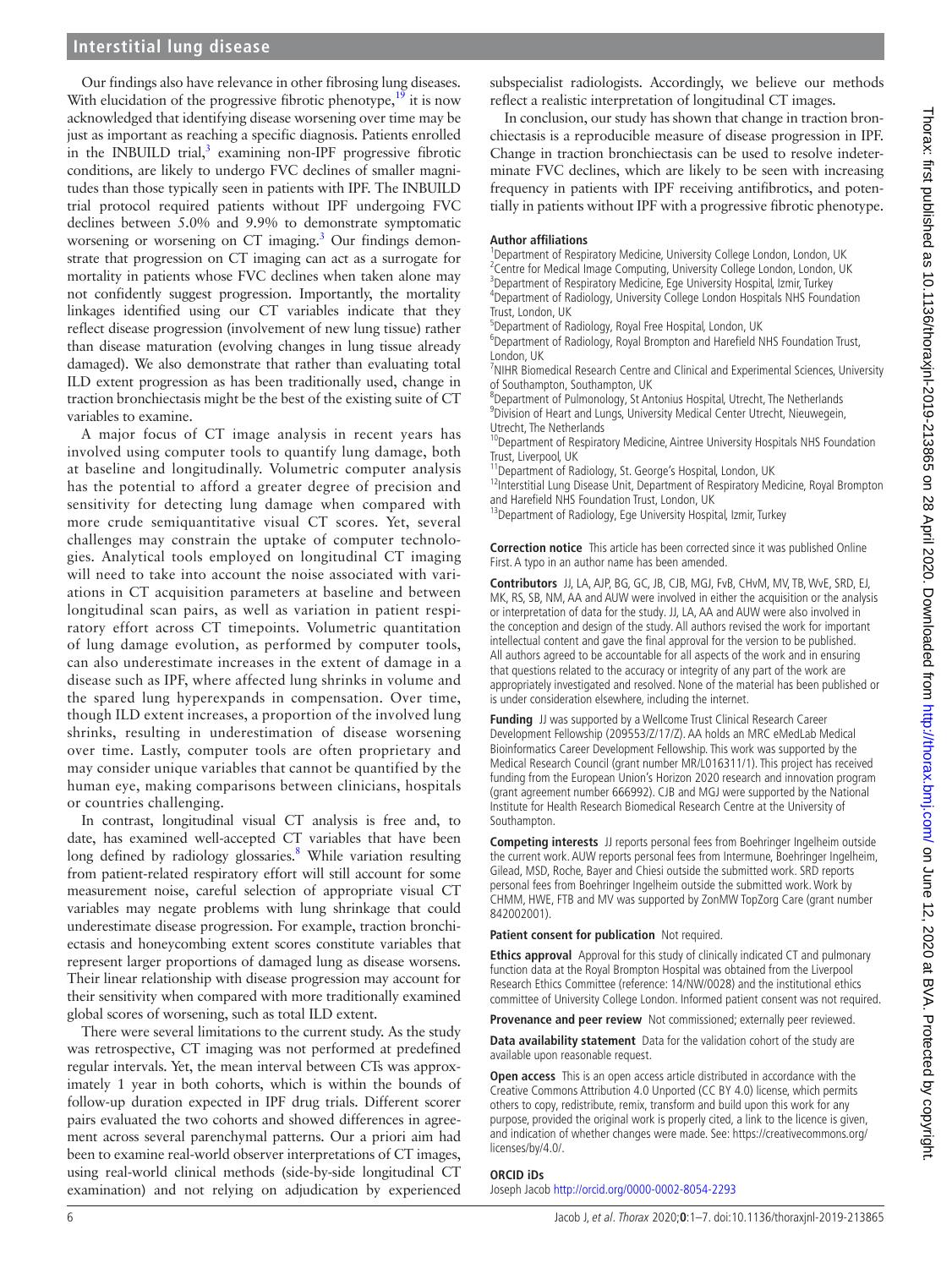Our findings also have relevance in other fibrosing lung diseases. With elucidation of the progressive fibrotic phenotype,[19] it is now acknowledged that identifying disease worsening over time may be just as important as reaching a specific diagnosis. Patients enrolled in the INBUILD trial,[3] examining non-IPF progressive fibrotic conditions, are likely to undergo FVC declines of smaller magnitudes than those typically seen in patients with IPF. The INBUILD trial protocol required patients without IPF undergoing FVC declines between 5.0% and 9.9% to demonstrate symptomatic worsening or worsening on CT imaging.[3] Our findings demonstrate that progression on CT imaging can act as a surrogate for mortality in patients whose FVC declines when taken alone may not confidently suggest progression. Importantly, the mortality linkages identified using our CT variables indicate that they reflect disease progression (involvement of new lung tissue) rather than disease maturation (evolving changes in lung tissue already damaged). We also demonstrate that rather than evaluating total ILD extent progression as has been traditionally used, change in traction bronchiectasis might be the best of the existing suite of CT variables to examine.

A major focus of CT image analysis in recent years has involved using computer tools to quantify lung damage, both at baseline and longitudinally. Volumetric computer analysis has the potential to afford a greater degree of precision and sensitivity for detecting lung damage when compared with more crude semiquantitative visual CT scores. Yet, several challenges may constrain the uptake of computer technologies. Analytical tools employed on longitudinal CT imaging will need to take into account the noise associated with variations in CT acquisition parameters at baseline and between longitudinal scan pairs, as well as variation in patient respiratory effort across CT timepoints. Volumetric quantitation of lung damage evolution, as performed by computer tools, can also underestimate increases in the extent of damage in a disease such as IPF, where affected lung shrinks in volume and the spared lung hyperexpands in compensation. Over time, though ILD extent increases, a proportion of the involved lung shrinks, resulting in underestimation of disease worsening over time. Lastly, computer tools are often proprietary and may consider unique variables that cannot be quantified by the human eye, making comparisons between clinicians, hospitals or countries challenging.

In contrast, longitudinal visual CT analysis is free and, to date, has examined well-accepted CT variables that have been long defined by radiology glossaries.[8] While variation resulting from patient-related respiratory effort will still account for some measurement noise, careful selection of appropriate visual CT variables may negate problems with lung shrinkage that could underestimate disease progression. For example, traction bronchiectasis and honeycombing extent scores constitute variables that represent larger proportions of damaged lung as disease worsens. Their linear relationship with disease progression may account for their sensitivity when compared with more traditionally examined global scores of worsening, such as total ILD extent.

There were several limitations to the current study. As the study was retrospective, CT imaging was not performed at predefined regular intervals. Yet, the mean interval between CTs was approximately 1 year in both cohorts, which is within the bounds of follow-up duration expected in IPF drug trials. Different scorer pairs evaluated the two cohorts and showed differences in agreement across several parenchymal patterns. Our a priori aim had been to examine real-world observer interpretations of CT images, using real-world clinical methods (side-by-side longitudinal CT examination) and not relying on adjudication by experienced subspecialist radiologists. Accordingly, we believe our methods reflect a realistic interpretation of longitudinal CT images.

In conclusion, our study has shown that change in traction bronchiectasis is a reproducible measure of disease progression in IPF. Change in traction bronchiectasis can be used to resolve indeterminate FVC declines, which are likely to be seen with increasing frequency in patients with IPF receiving antifibrotics, and potentially in patients without IPF with a progressive fibrotic phenotype.

**Author affiliations**

[1]Department of Respiratory Medicine, University College London, London, UK
[2]Centre for Medical Image Computing, University College London, London, UK
[3]Department of Respiratory Medicine, Ege University Hospital, Izmir, Turkey
[4]Department of Radiology, University College London Hospitals NHS Foundation Trust, London, UK
[5]Department of Radiology, Royal Free Hospital, London, UK
[6]Department of Radiology, Royal Brompton and Harefield NHS Foundation Trust, London, UK
[7]NIHR Biomedical Research Centre and Clinical and Experimental Sciences, University of Southampton, Southampton, UK
[8]Department of Pulmonology, St Antonius Hospital, Utrecht, The Netherlands
[9]Division of Heart and Lungs, University Medical Center Utrecht, Nieuwegein, Utrecht, The Netherlands
[10]Department of Respiratory Medicine, Aintree University Hospitals NHS Foundation Trust, Liverpool, UK
[11]Department of Radiology, St. George's Hospital, London, UK
[12]Interstitial Lung Disease Unit, Department of Respiratory Medicine, Royal Brompton and Harefield NHS Foundation Trust, London, UK
[13]Department of Radiology, Ege University Hospital, Izmir, Turkey

**Correction notice** This article has been corrected since it was published Online First. A typo in an author name has been amended.

**Contributors** JJ, LA, AJP, BG, GC, JB, CJB, MGJ, FvB, CHvM, MV, TB, WvE, SRD, EJ, MK, RS, SB, NM, AA and AUW were involved in either the acquisition or the analysis or interpretation of data for the study. JJ, LA, AA and AUW were also involved in the conception and design of the study. All authors revised the work for important intellectual content and gave the final approval for the version to be published. All authors agreed to be accountable for all aspects of the work and in ensuring that questions related to the accuracy or integrity of any part of the work are appropriately investigated and resolved. None of the material has been published or is under consideration elsewhere, including the internet.

**Funding** JJ was supported by a Wellcome Trust Clinical Research Career Development Fellowship (209553/Z/17/Z). AA holds an MRC eMedLab Medical Bioinformatics Career Development Fellowship. This work was supported by the Medical Research Council (grant number MR/L016311/1). This project has received funding from the European Union's Horizon 2020 research and innovation program (grant agreement number 666992). CJB and MGJ were supported by the National Institute for Health Research Biomedical Research Centre at the University of Southampton.

**Competing interests** JJ reports personal fees from Boehringer Ingelheim outside the current work. AUW reports personal fees from Intermune, Boehringer Ingelheim, Gilead, MSD, Roche, Bayer and Chiesi outside the submitted work. SRD reports personal fees from Boehringer Ingelheim outside the submitted work. Work by CHMM, HWE, FTB and MV was supported by ZonMW TopZorg Care (grant number 842002001).

**Patient consent for publication** Not required.

**Ethics approval** Approval for this study of clinically indicated CT and pulmonary function data at the Royal Brompton Hospital was obtained from the Liverpool Research Ethics Committee (reference: 14/NW/0028) and the institutional ethics committee of University College London. Informed patient consent was not required.

**Provenance and peer review** Not commissioned; externally peer reviewed.

**Data availability statement** Data for the validation cohort of the study are available upon reasonable request.

**Open access** This is an open access article distributed in accordance with the Creative Commons Attribution 4.0 Unported (CC BY 4.0) license, which permits others to copy, redistribute, remix, transform and build upon this work for any purpose, provided the original work is properly cited, a link to the licence is given, and indication of whether changes were made. See: https://creativecommons.org/licenses/by/4.0/.

**ORCID iDs**

Joseph Jacob http://orcid.org/0000-0002-8054-2293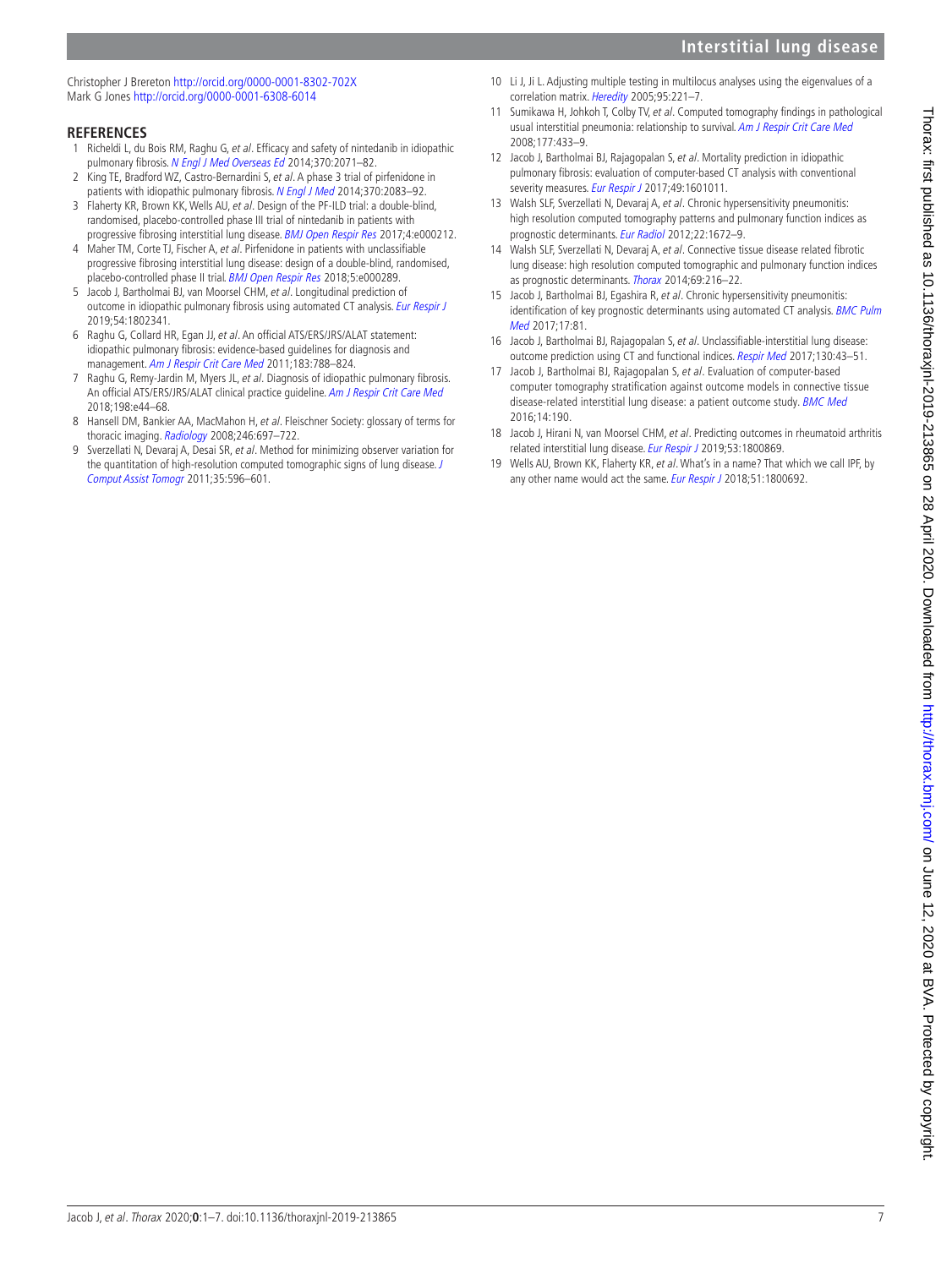Christopher J Brereton http://orcid.org/0000-0001-8302-702X
Mark G Jones http://orcid.org/0000-0001-6308-6014

## REFERENCES

1. Richeldi L, du Bois RM, Raghu G, *et al*. Efficacy and safety of nintedanib in idiopathic pulmonary fibrosis. *N Engl J Med Overseas Ed* 2014;370:2071–82.
2. King TE, Bradford WZ, Castro-Bernardini S, *et al*. A phase 3 trial of pirfenidone in patients with idiopathic pulmonary fibrosis. *N Engl J Med* 2014;370:2083–92.
3. Flaherty KR, Brown KK, Wells AU, *et al*. Design of the PF-ILD trial: a double-blind, randomised, placebo-controlled phase III trial of nintedanib in patients with progressive fibrosing interstitial lung disease. *BMJ Open Respir Res* 2017;4:e000212.
4. Maher TM, Corte TJ, Fischer A, *et al*. Pirfenidone in patients with unclassifiable progressive fibrosing interstitial lung disease: design of a double-blind, randomised, placebo-controlled phase II trial. *BMJ Open Respir Res* 2018;5:e000289.
5. Jacob J, Bartholmai BJ, van Moorsel CHM, *et al*. Longitudinal prediction of outcome in idiopathic pulmonary fibrosis using automated CT analysis. *Eur Respir J* 2019;54:1802341.
6. Raghu G, Collard HR, Egan JJ, *et al*. An official ATS/ERS/JRS/ALAT statement: idiopathic pulmonary fibrosis: evidence-based guidelines for diagnosis and management. *Am J Respir Crit Care Med* 2011;183:788–824.
7. Raghu G, Remy-Jardin M, Myers JL, *et al*. Diagnosis of idiopathic pulmonary fibrosis. An official ATS/ERS/JRS/ALAT clinical practice guideline. *Am J Respir Crit Care Med* 2018;198:e44–68.
8. Hansell DM, Bankier AA, MacMahon H, *et al*. Fleischner Society: glossary of terms for thoracic imaging. *Radiology* 2008;246:697–722.
9. Sverzellati N, Devaraj A, Desai SR, *et al*. Method for minimizing observer variation for the quantitation of high-resolution computed tomographic signs of lung disease. *J Comput Assist Tomogr* 2011;35:596–601.
10. Li J, Ji L. Adjusting multiple testing in multilocus analyses using the eigenvalues of a correlation matrix. *Heredity* 2005;95:221–7.
11. Sumikawa H, Johkoh T, Colby TV, *et al*. Computed tomography findings in pathological usual interstitial pneumonia: relationship to survival. *Am J Respir Crit Care Med* 2008;177:433–9.
12. Jacob J, Bartholmai BJ, Rajagopalan S, *et al*. Mortality prediction in idiopathic pulmonary fibrosis: evaluation of computer-based CT analysis with conventional severity measures. *Eur Respir J* 2017;49:1601011.
13. Walsh SLF, Sverzellati N, Devaraj A, *et al*. Chronic hypersensitivity pneumonitis: high resolution computed tomography patterns and pulmonary function indices as prognostic determinants. *Eur Radiol* 2012;22:1672–9.
14. Walsh SLF, Sverzellati N, Devaraj A, *et al*. Connective tissue disease related fibrotic lung disease: high resolution computed tomographic and pulmonary function indices as prognostic determinants. *Thorax* 2014;69:216–22.
15. Jacob J, Bartholmai BJ, Egashira R, *et al*. Chronic hypersensitivity pneumonitis: identification of key prognostic determinants using automated CT analysis. *BMC Pulm Med* 2017;17:81.
16. Jacob J, Bartholmai BJ, Rajagopalan S, *et al*. Unclassifiable-interstitial lung disease: outcome prediction using CT and functional indices. *Respir Med* 2017;130:43–51.
17. Jacob J, Bartholmai BJ, Rajagopalan S, *et al*. Evaluation of computer-based computer tomography stratification against outcome models in connective tissue disease-related interstitial lung disease: a patient outcome study. *BMC Med* 2016;14:190.
18. Jacob J, Hirani N, van Moorsel CHM, *et al*. Predicting outcomes in rheumatoid arthritis related interstitial lung disease. *Eur Respir J* 2019;53:1800869.
19. Wells AU, Brown KK, Flaherty KR, *et al*. What's in a name? That which we call IPF, by any other name would act the same. *Eur Respir J* 2018;51:1800692.